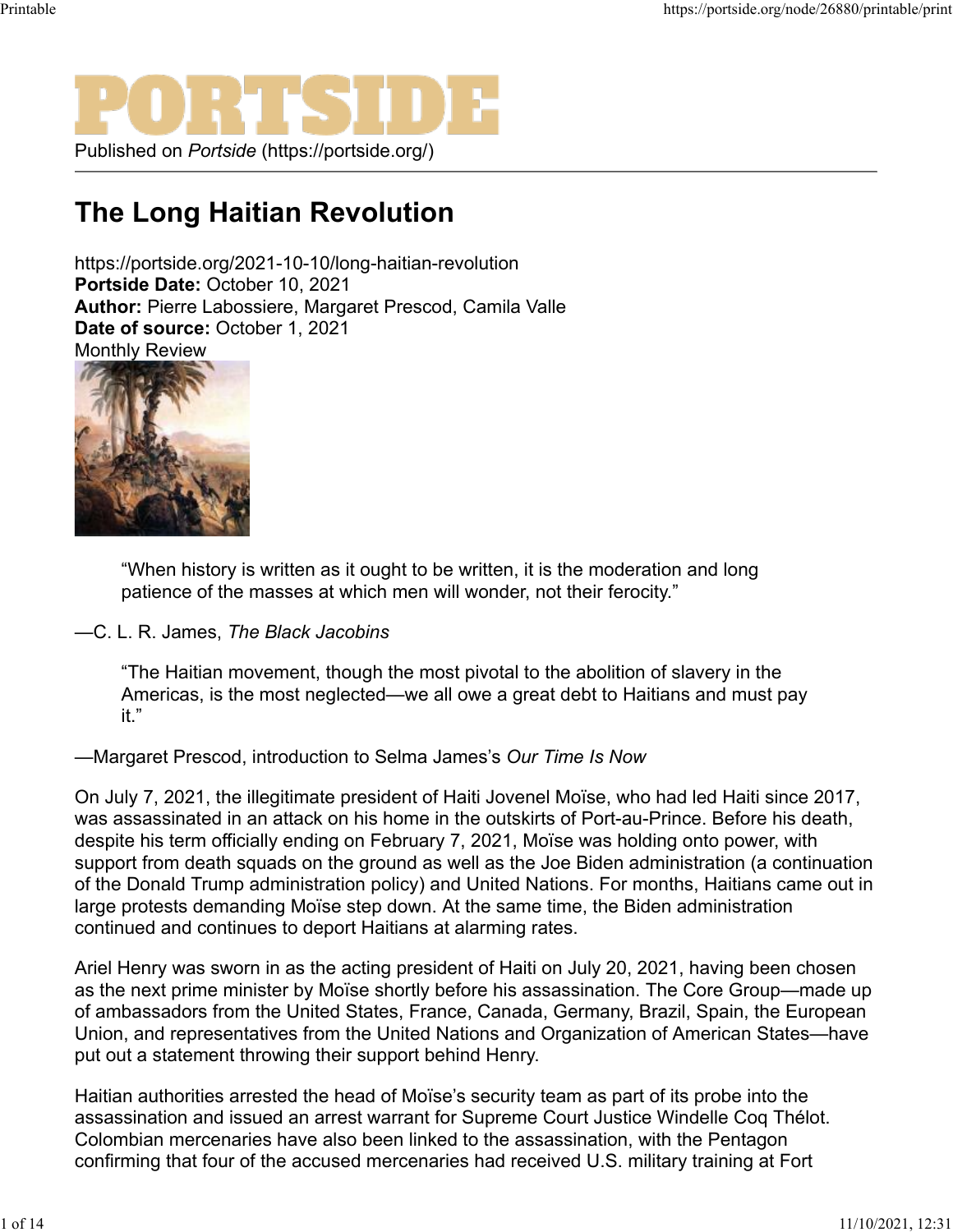PORTSIDE

Published on *Portside* (https://portside.org/)

# The Long Haitian Revolution

https://portside.org/2021-10-10/long-haitian-revolution

**Portside Date:** October 10, 2021
**Author:** Pierre Labossiere, Margaret Prescod, Camila Valle
**Date of source:** October 1, 2021
Monthly Review

> "When history is written as it ought to be written, it is the moderation and long patience of the masses at which men will wonder, not their ferocity."

—C. L. R. James, *The Black Jacobins*

> "The Haitian movement, though the most pivotal to the abolition of slavery in the Americas, is the most neglected—we all owe a great debt to Haitians and must pay it."

—Margaret Prescod, introduction to Selma James's *Our Time Is Now*

On July 7, 2021, the illegitimate president of Haiti Jovenel Moïse, who had led Haiti since 2017, was assassinated in an attack on his home in the outskirts of Port-au-Prince. Before his death, despite his term officially ending on February 7, 2021, Moïse was holding onto power, with support from death squads on the ground as well as the Joe Biden administration (a continuation of the Donald Trump administration policy) and United Nations. For months, Haitians came out in large protests demanding Moïse step down. At the same time, the Biden administration continued and continues to deport Haitians at alarming rates.

Ariel Henry was sworn in as the acting president of Haiti on July 20, 2021, having been chosen as the next prime minister by Moïse shortly before his assassination. The Core Group—made up of ambassadors from the United States, France, Canada, Germany, Brazil, Spain, the European Union, and representatives from the United Nations and Organization of American States—have put out a statement throwing their support behind Henry.

Haitian authorities arrested the head of Moïse's security team as part of its probe into the assassination and issued an arrest warrant for Supreme Court Justice Windelle Coq Thélot. Colombian mercenaries have also been linked to the assassination, with the Pentagon confirming that four of the accused mercenaries had received U.S. military training at Fort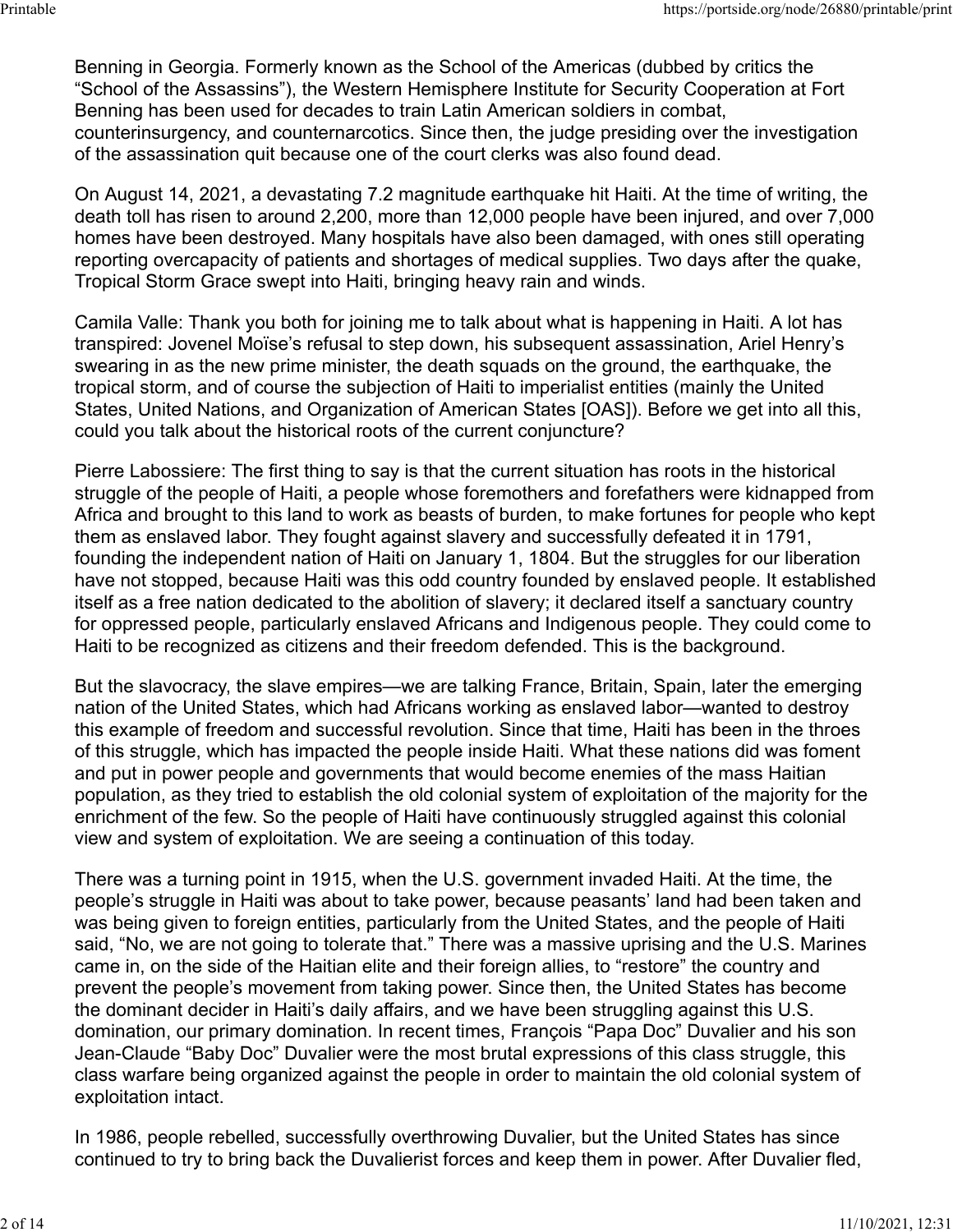Benning in Georgia. Formerly known as the School of the Americas (dubbed by critics the "School of the Assassins"), the Western Hemisphere Institute for Security Cooperation at Fort Benning has been used for decades to train Latin American soldiers in combat, counterinsurgency, and counternarcotics. Since then, the judge presiding over the investigation of the assassination quit because one of the court clerks was also found dead.

On August 14, 2021, a devastating 7.2 magnitude earthquake hit Haiti. At the time of writing, the death toll has risen to around 2,200, more than 12,000 people have been injured, and over 7,000 homes have been destroyed. Many hospitals have also been damaged, with ones still operating reporting overcapacity of patients and shortages of medical supplies. Two days after the quake, Tropical Storm Grace swept into Haiti, bringing heavy rain and winds.

Camila Valle: Thank you both for joining me to talk about what is happening in Haiti. A lot has transpired: Jovenel Moïse's refusal to step down, his subsequent assassination, Ariel Henry's swearing in as the new prime minister, the death squads on the ground, the earthquake, the tropical storm, and of course the subjection of Haiti to imperialist entities (mainly the United States, United Nations, and Organization of American States [OAS]). Before we get into all this, could you talk about the historical roots of the current conjuncture?

Pierre Labossiere: The first thing to say is that the current situation has roots in the historical struggle of the people of Haiti, a people whose foremothers and forefathers were kidnapped from Africa and brought to this land to work as beasts of burden, to make fortunes for people who kept them as enslaved labor. They fought against slavery and successfully defeated it in 1791, founding the independent nation of Haiti on January 1, 1804. But the struggles for our liberation have not stopped, because Haiti was this odd country founded by enslaved people. It established itself as a free nation dedicated to the abolition of slavery; it declared itself a sanctuary country for oppressed people, particularly enslaved Africans and Indigenous people. They could come to Haiti to be recognized as citizens and their freedom defended. This is the background.

But the slavocracy, the slave empires—we are talking France, Britain, Spain, later the emerging nation of the United States, which had Africans working as enslaved labor—wanted to destroy this example of freedom and successful revolution. Since that time, Haiti has been in the throes of this struggle, which has impacted the people inside Haiti. What these nations did was foment and put in power people and governments that would become enemies of the mass Haitian population, as they tried to establish the old colonial system of exploitation of the majority for the enrichment of the few. So the people of Haiti have continuously struggled against this colonial view and system of exploitation. We are seeing a continuation of this today.

There was a turning point in 1915, when the U.S. government invaded Haiti. At the time, the people's struggle in Haiti was about to take power, because peasants' land had been taken and was being given to foreign entities, particularly from the United States, and the people of Haiti said, "No, we are not going to tolerate that." There was a massive uprising and the U.S. Marines came in, on the side of the Haitian elite and their foreign allies, to "restore" the country and prevent the people's movement from taking power. Since then, the United States has become the dominant decider in Haiti's daily affairs, and we have been struggling against this U.S. domination, our primary domination. In recent times, François "Papa Doc" Duvalier and his son Jean-Claude "Baby Doc" Duvalier were the most brutal expressions of this class struggle, this class warfare being organized against the people in order to maintain the old colonial system of exploitation intact.

In 1986, people rebelled, successfully overthrowing Duvalier, but the United States has since continued to try to bring back the Duvalierist forces and keep them in power. After Duvalier fled,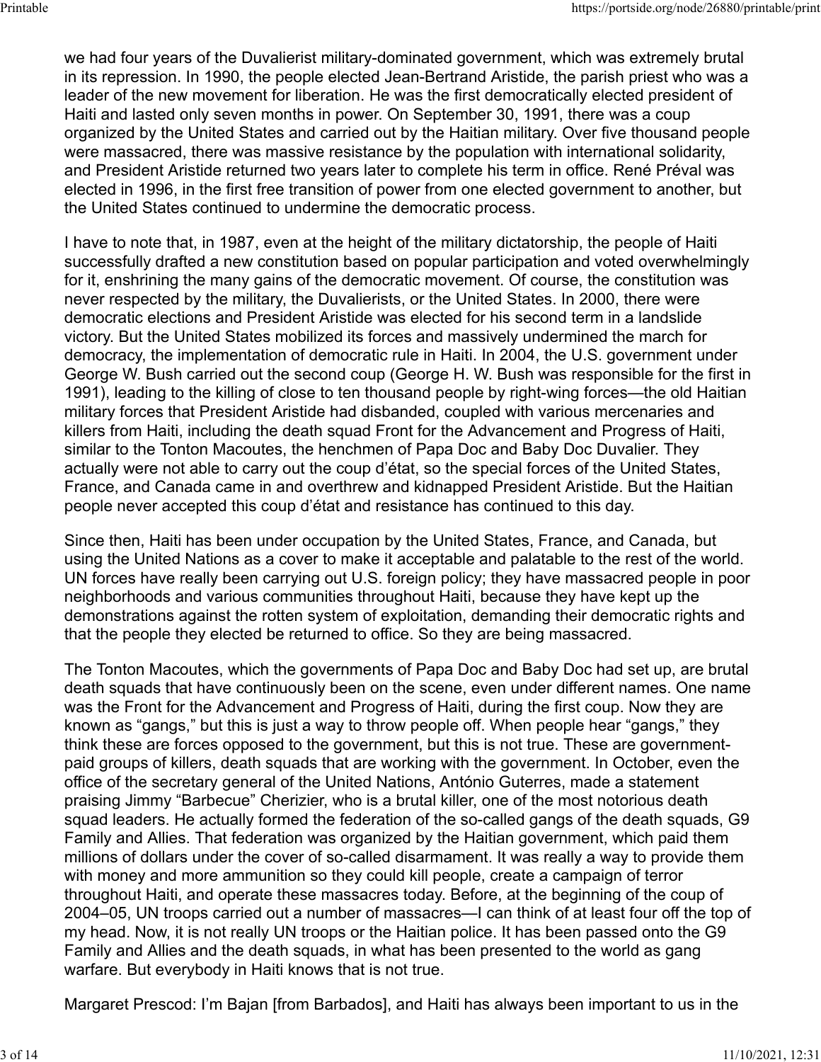we had four years of the Duvalierist military-dominated government, which was extremely brutal in its repression. In 1990, the people elected Jean-Bertrand Aristide, the parish priest who was a leader of the new movement for liberation. He was the first democratically elected president of Haiti and lasted only seven months in power. On September 30, 1991, there was a coup organized by the United States and carried out by the Haitian military. Over five thousand people were massacred, there was massive resistance by the population with international solidarity, and President Aristide returned two years later to complete his term in office. René Préval was elected in 1996, in the first free transition of power from one elected government to another, but the United States continued to undermine the democratic process.

I have to note that, in 1987, even at the height of the military dictatorship, the people of Haiti successfully drafted a new constitution based on popular participation and voted overwhelmingly for it, enshrining the many gains of the democratic movement. Of course, the constitution was never respected by the military, the Duvalierists, or the United States. In 2000, there were democratic elections and President Aristide was elected for his second term in a landslide victory. But the United States mobilized its forces and massively undermined the march for democracy, the implementation of democratic rule in Haiti. In 2004, the U.S. government under George W. Bush carried out the second coup (George H. W. Bush was responsible for the first in 1991), leading to the killing of close to ten thousand people by right-wing forces—the old Haitian military forces that President Aristide had disbanded, coupled with various mercenaries and killers from Haiti, including the death squad Front for the Advancement and Progress of Haiti, similar to the Tonton Macoutes, the henchmen of Papa Doc and Baby Doc Duvalier. They actually were not able to carry out the coup d'état, so the special forces of the United States, France, and Canada came in and overthrew and kidnapped President Aristide. But the Haitian people never accepted this coup d'état and resistance has continued to this day.

Since then, Haiti has been under occupation by the United States, France, and Canada, but using the United Nations as a cover to make it acceptable and palatable to the rest of the world. UN forces have really been carrying out U.S. foreign policy; they have massacred people in poor neighborhoods and various communities throughout Haiti, because they have kept up the demonstrations against the rotten system of exploitation, demanding their democratic rights and that the people they elected be returned to office. So they are being massacred.

The Tonton Macoutes, which the governments of Papa Doc and Baby Doc had set up, are brutal death squads that have continuously been on the scene, even under different names. One name was the Front for the Advancement and Progress of Haiti, during the first coup. Now they are known as "gangs," but this is just a way to throw people off. When people hear "gangs," they think these are forces opposed to the government, but this is not true. These are government-paid groups of killers, death squads that are working with the government. In October, even the office of the secretary general of the United Nations, António Guterres, made a statement praising Jimmy "Barbecue" Cherizier, who is a brutal killer, one of the most notorious death squad leaders. He actually formed the federation of the so-called gangs of the death squads, G9 Family and Allies. That federation was organized by the Haitian government, which paid them millions of dollars under the cover of so-called disarmament. It was really a way to provide them with money and more ammunition so they could kill people, create a campaign of terror throughout Haiti, and operate these massacres today. Before, at the beginning of the coup of 2004–05, UN troops carried out a number of massacres—I can think of at least four off the top of my head. Now, it is not really UN troops or the Haitian police. It has been passed onto the G9 Family and Allies and the death squads, in what has been presented to the world as gang warfare. But everybody in Haiti knows that is not true.

Margaret Prescod: I'm Bajan [from Barbados], and Haiti has always been important to us in the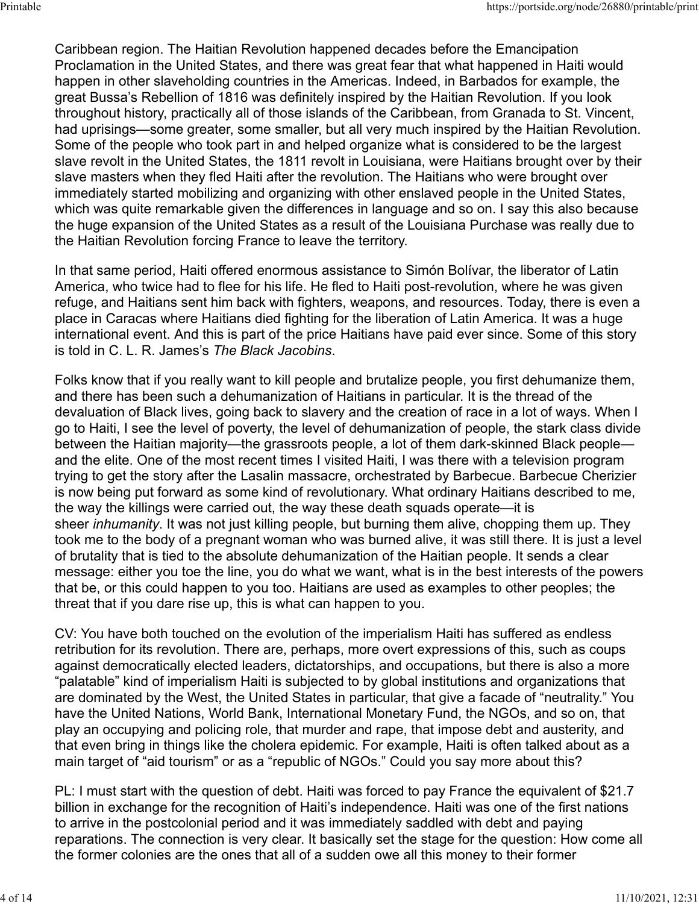Caribbean region. The Haitian Revolution happened decades before the Emancipation Proclamation in the United States, and there was great fear that what happened in Haiti would happen in other slaveholding countries in the Americas. Indeed, in Barbados for example, the great Bussa's Rebellion of 1816 was definitely inspired by the Haitian Revolution. If you look throughout history, practically all of those islands of the Caribbean, from Granada to St. Vincent, had uprisings—some greater, some smaller, but all very much inspired by the Haitian Revolution. Some of the people who took part in and helped organize what is considered to be the largest slave revolt in the United States, the 1811 revolt in Louisiana, were Haitians brought over by their slave masters when they fled Haiti after the revolution. The Haitians who were brought over immediately started mobilizing and organizing with other enslaved people in the United States, which was quite remarkable given the differences in language and so on. I say this also because the huge expansion of the United States as a result of the Louisiana Purchase was really due to the Haitian Revolution forcing France to leave the territory.

In that same period, Haiti offered enormous assistance to Simón Bolívar, the liberator of Latin America, who twice had to flee for his life. He fled to Haiti post-revolution, where he was given refuge, and Haitians sent him back with fighters, weapons, and resources. Today, there is even a place in Caracas where Haitians died fighting for the liberation of Latin America. It was a huge international event. And this is part of the price Haitians have paid ever since. Some of this story is told in C. L. R. James's *The Black Jacobins*.

Folks know that if you really want to kill people and brutalize people, you first dehumanize them, and there has been such a dehumanization of Haitians in particular. It is the thread of the devaluation of Black lives, going back to slavery and the creation of race in a lot of ways. When I go to Haiti, I see the level of poverty, the level of dehumanization of people, the stark class divide between the Haitian majority—the grassroots people, a lot of them dark-skinned Black people—and the elite. One of the most recent times I visited Haiti, I was there with a television program trying to get the story after the Lasalin massacre, orchestrated by Barbecue. Barbecue Cherizier is now being put forward as some kind of revolutionary. What ordinary Haitians described to me, the way the killings were carried out, the way these death squads operate—it is sheer *inhumanity*. It was not just killing people, but burning them alive, chopping them up. They took me to the body of a pregnant woman who was burned alive, it was still there. It is just a level of brutality that is tied to the absolute dehumanization of the Haitian people. It sends a clear message: either you toe the line, you do what we want, what is in the best interests of the powers that be, or this could happen to you too. Haitians are used as examples to other peoples; the threat that if you dare rise up, this is what can happen to you.

CV: You have both touched on the evolution of the imperialism Haiti has suffered as endless retribution for its revolution. There are, perhaps, more overt expressions of this, such as coups against democratically elected leaders, dictatorships, and occupations, but there is also a more "palatable" kind of imperialism Haiti is subjected to by global institutions and organizations that are dominated by the West, the United States in particular, that give a facade of "neutrality." You have the United Nations, World Bank, International Monetary Fund, the NGOs, and so on, that play an occupying and policing role, that murder and rape, that impose debt and austerity, and that even bring in things like the cholera epidemic. For example, Haiti is often talked about as a main target of "aid tourism" or as a "republic of NGOs." Could you say more about this?

PL: I must start with the question of debt. Haiti was forced to pay France the equivalent of $21.7 billion in exchange for the recognition of Haiti's independence. Haiti was one of the first nations to arrive in the postcolonial period and it was immediately saddled with debt and paying reparations. The connection is very clear. It basically set the stage for the question: How come all the former colonies are the ones that all of a sudden owe all this money to their former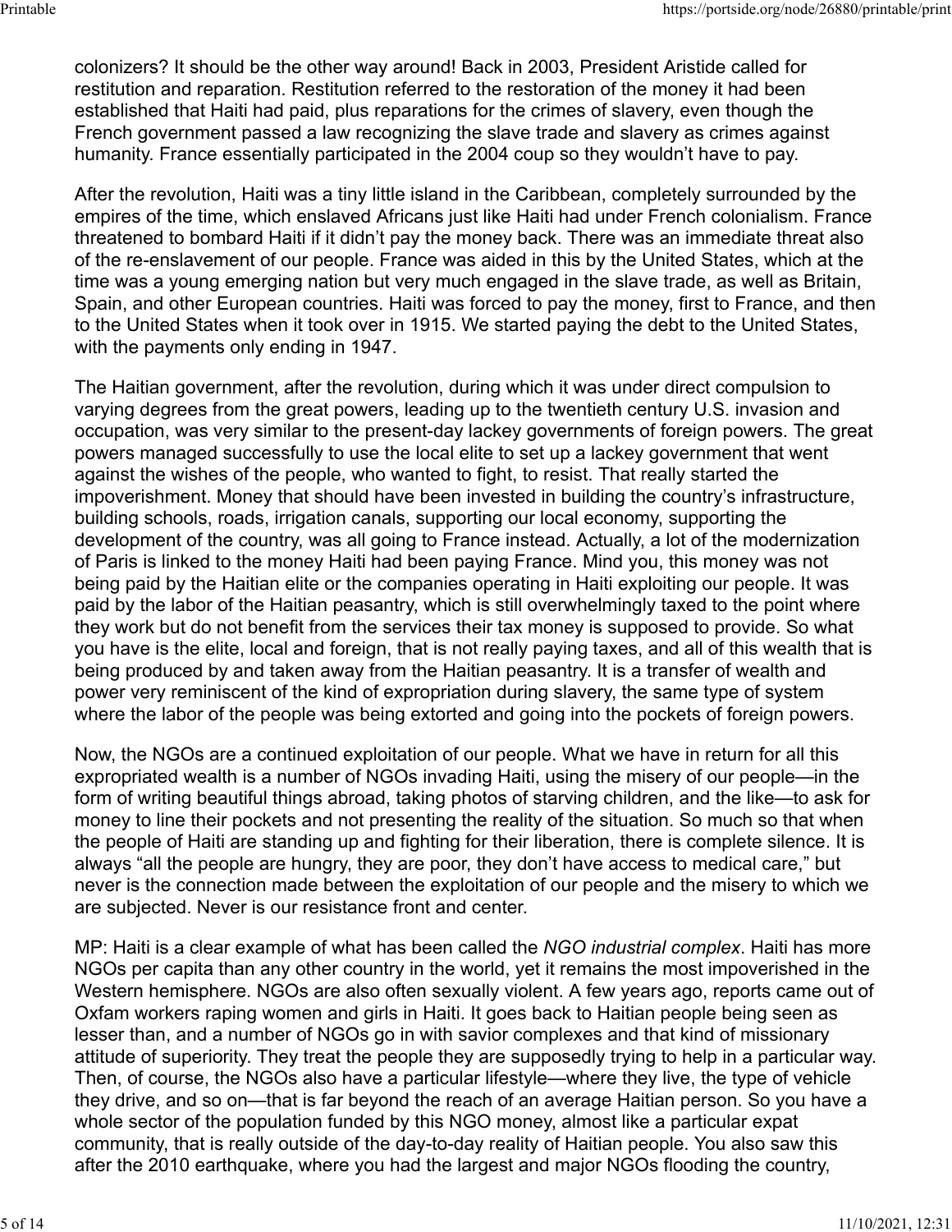colonizers? It should be the other way around! Back in 2003, President Aristide called for restitution and reparation. Restitution referred to the restoration of the money it had been established that Haiti had paid, plus reparations for the crimes of slavery, even though the French government passed a law recognizing the slave trade and slavery as crimes against humanity. France essentially participated in the 2004 coup so they wouldn't have to pay.

After the revolution, Haiti was a tiny little island in the Caribbean, completely surrounded by the empires of the time, which enslaved Africans just like Haiti had under French colonialism. France threatened to bombard Haiti if it didn't pay the money back. There was an immediate threat also of the re-enslavement of our people. France was aided in this by the United States, which at the time was a young emerging nation but very much engaged in the slave trade, as well as Britain, Spain, and other European countries. Haiti was forced to pay the money, first to France, and then to the United States when it took over in 1915. We started paying the debt to the United States, with the payments only ending in 1947.

The Haitian government, after the revolution, during which it was under direct compulsion to varying degrees from the great powers, leading up to the twentieth century U.S. invasion and occupation, was very similar to the present-day lackey governments of foreign powers. The great powers managed successfully to use the local elite to set up a lackey government that went against the wishes of the people, who wanted to fight, to resist. That really started the impoverishment. Money that should have been invested in building the country's infrastructure, building schools, roads, irrigation canals, supporting our local economy, supporting the development of the country, was all going to France instead. Actually, a lot of the modernization of Paris is linked to the money Haiti had been paying France. Mind you, this money was not being paid by the Haitian elite or the companies operating in Haiti exploiting our people. It was paid by the labor of the Haitian peasantry, which is still overwhelmingly taxed to the point where they work but do not benefit from the services their tax money is supposed to provide. So what you have is the elite, local and foreign, that is not really paying taxes, and all of this wealth that is being produced by and taken away from the Haitian peasantry. It is a transfer of wealth and power very reminiscent of the kind of expropriation during slavery, the same type of system where the labor of the people was being extorted and going into the pockets of foreign powers.

Now, the NGOs are a continued exploitation of our people. What we have in return for all this expropriated wealth is a number of NGOs invading Haiti, using the misery of our people—in the form of writing beautiful things abroad, taking photos of starving children, and the like—to ask for money to line their pockets and not presenting the reality of the situation. So much so that when the people of Haiti are standing up and fighting for their liberation, there is complete silence. It is always "all the people are hungry, they are poor, they don't have access to medical care," but never is the connection made between the exploitation of our people and the misery to which we are subjected. Never is our resistance front and center.

MP: Haiti is a clear example of what has been called the *NGO industrial complex*. Haiti has more NGOs per capita than any other country in the world, yet it remains the most impoverished in the Western hemisphere. NGOs are also often sexually violent. A few years ago, reports came out of Oxfam workers raping women and girls in Haiti. It goes back to Haitian people being seen as lesser than, and a number of NGOs go in with savior complexes and that kind of missionary attitude of superiority. They treat the people they are supposedly trying to help in a particular way. Then, of course, the NGOs also have a particular lifestyle—where they live, the type of vehicle they drive, and so on—that is far beyond the reach of an average Haitian person. So you have a whole sector of the population funded by this NGO money, almost like a particular expat community, that is really outside of the day-to-day reality of Haitian people. You also saw this after the 2010 earthquake, where you had the largest and major NGOs flooding the country,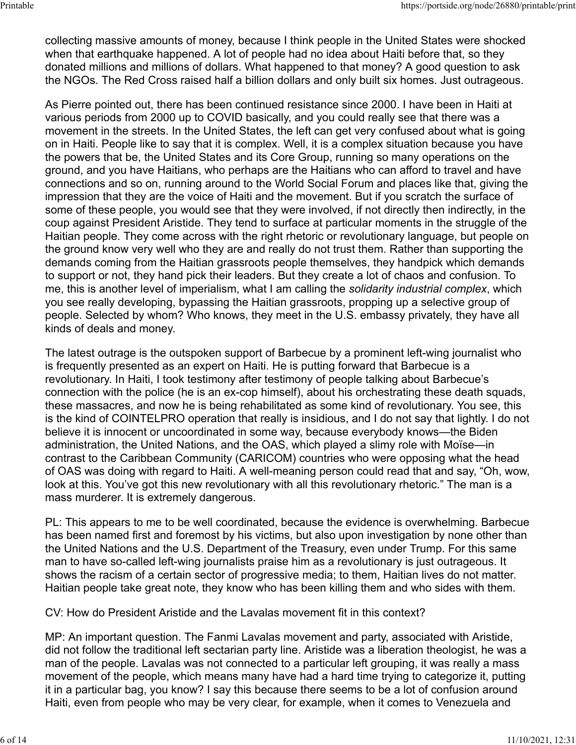collecting massive amounts of money, because I think people in the United States were shocked when that earthquake happened. A lot of people had no idea about Haiti before that, so they donated millions and millions of dollars. What happened to that money? A good question to ask the NGOs. The Red Cross raised half a billion dollars and only built six homes. Just outrageous.

As Pierre pointed out, there has been continued resistance since 2000. I have been in Haiti at various periods from 2000 up to COVID basically, and you could really see that there was a movement in the streets. In the United States, the left can get very confused about what is going on in Haiti. People like to say that it is complex. Well, it is a complex situation because you have the powers that be, the United States and its Core Group, running so many operations on the ground, and you have Haitians, who perhaps are the Haitians who can afford to travel and have connections and so on, running around to the World Social Forum and places like that, giving the impression that they are the voice of Haiti and the movement. But if you scratch the surface of some of these people, you would see that they were involved, if not directly then indirectly, in the coup against President Aristide. They tend to surface at particular moments in the struggle of the Haitian people. They come across with the right rhetoric or revolutionary language, but people on the ground know very well who they are and really do not trust them. Rather than supporting the demands coming from the Haitian grassroots people themselves, they handpick which demands to support or not, they hand pick their leaders. But they create a lot of chaos and confusion. To me, this is another level of imperialism, what I am calling the *solidarity industrial complex*, which you see really developing, bypassing the Haitian grassroots, propping up a selective group of people. Selected by whom? Who knows, they meet in the U.S. embassy privately, they have all kinds of deals and money.

The latest outrage is the outspoken support of Barbecue by a prominent left-wing journalist who is frequently presented as an expert on Haiti. He is putting forward that Barbecue is a revolutionary. In Haiti, I took testimony after testimony of people talking about Barbecue's connection with the police (he is an ex-cop himself), about his orchestrating these death squads, these massacres, and now he is being rehabilitated as some kind of revolutionary. You see, this is the kind of COINTELPRO operation that really is insidious, and I do not say that lightly. I do not believe it is innocent or uncoordinated in some way, because everybody knows—the Biden administration, the United Nations, and the OAS, which played a slimy role with Moïse—in contrast to the Caribbean Community (CARICOM) countries who were opposing what the head of OAS was doing with regard to Haiti. A well-meaning person could read that and say, "Oh, wow, look at this. You've got this new revolutionary with all this revolutionary rhetoric." The man is a mass murderer. It is extremely dangerous.

PL: This appears to me to be well coordinated, because the evidence is overwhelming. Barbecue has been named first and foremost by his victims, but also upon investigation by none other than the United Nations and the U.S. Department of the Treasury, even under Trump. For this same man to have so-called left-wing journalists praise him as a revolutionary is just outrageous. It shows the racism of a certain sector of progressive media; to them, Haitian lives do not matter. Haitian people take great note, they know who has been killing them and who sides with them.

CV: How do President Aristide and the Lavalas movement fit in this context?

MP: An important question. The Fanmi Lavalas movement and party, associated with Aristide, did not follow the traditional left sectarian party line. Aristide was a liberation theologist, he was a man of the people. Lavalas was not connected to a particular left grouping, it was really a mass movement of the people, which means many have had a hard time trying to categorize it, putting it in a particular bag, you know? I say this because there seems to be a lot of confusion around Haiti, even from people who may be very clear, for example, when it comes to Venezuela and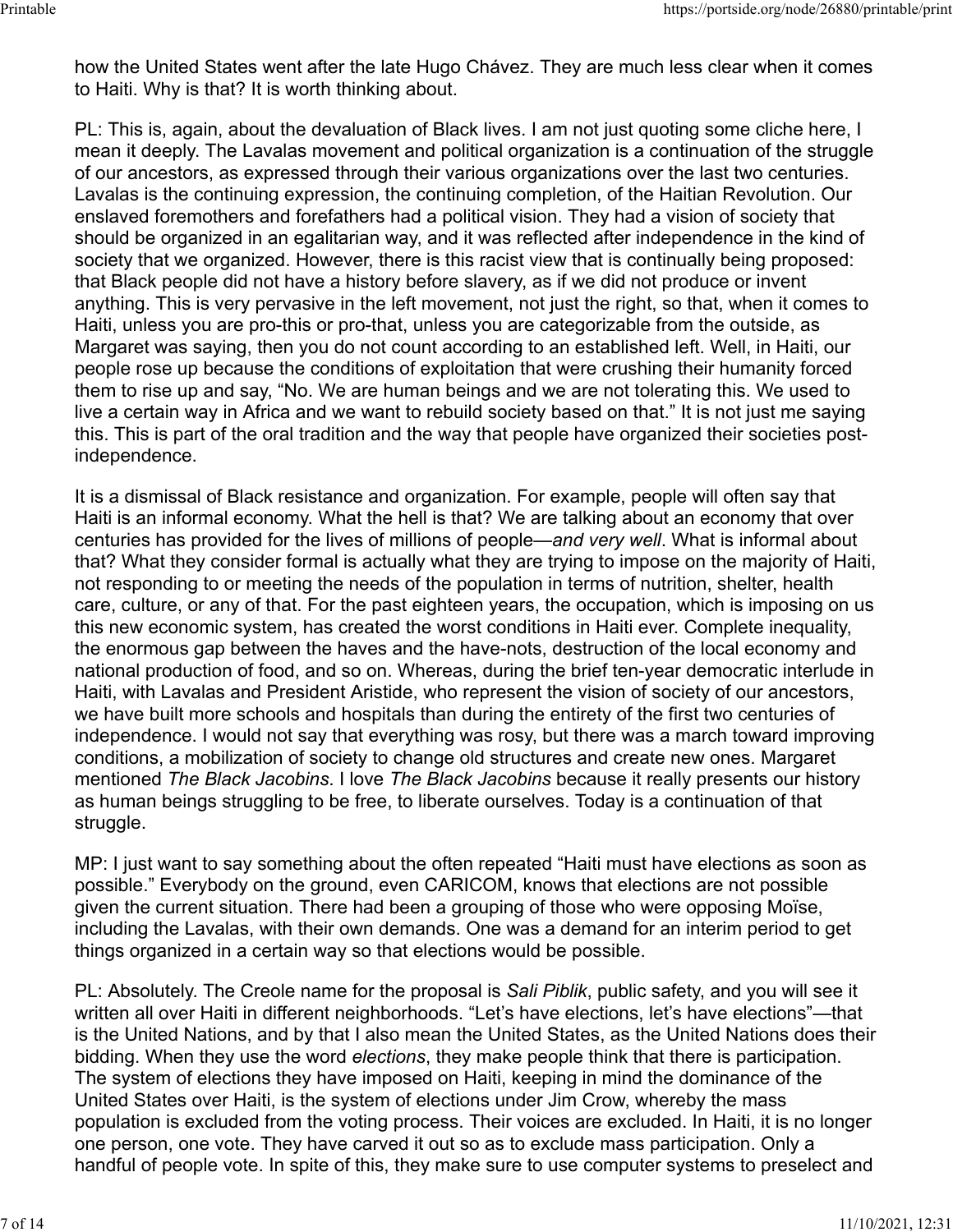how the United States went after the late Hugo Chávez. They are much less clear when it comes to Haiti. Why is that? It is worth thinking about.

PL: This is, again, about the devaluation of Black lives. I am not just quoting some cliche here, I mean it deeply. The Lavalas movement and political organization is a continuation of the struggle of our ancestors, as expressed through their various organizations over the last two centuries. Lavalas is the continuing expression, the continuing completion, of the Haitian Revolution. Our enslaved foremothers and forefathers had a political vision. They had a vision of society that should be organized in an egalitarian way, and it was reflected after independence in the kind of society that we organized. However, there is this racist view that is continually being proposed: that Black people did not have a history before slavery, as if we did not produce or invent anything. This is very pervasive in the left movement, not just the right, so that, when it comes to Haiti, unless you are pro-this or pro-that, unless you are categorizable from the outside, as Margaret was saying, then you do not count according to an established left. Well, in Haiti, our people rose up because the conditions of exploitation that were crushing their humanity forced them to rise up and say, "No. We are human beings and we are not tolerating this. We used to live a certain way in Africa and we want to rebuild society based on that." It is not just me saying this. This is part of the oral tradition and the way that people have organized their societies post-independence.

It is a dismissal of Black resistance and organization. For example, people will often say that Haiti is an informal economy. What the hell is that? We are talking about an economy that over centuries has provided for the lives of millions of people—*and very well*. What is informal about that? What they consider formal is actually what they are trying to impose on the majority of Haiti, not responding to or meeting the needs of the population in terms of nutrition, shelter, health care, culture, or any of that. For the past eighteen years, the occupation, which is imposing on us this new economic system, has created the worst conditions in Haiti ever. Complete inequality, the enormous gap between the haves and the have-nots, destruction of the local economy and national production of food, and so on. Whereas, during the brief ten-year democratic interlude in Haiti, with Lavalas and President Aristide, who represent the vision of society of our ancestors, we have built more schools and hospitals than during the entirety of the first two centuries of independence. I would not say that everything was rosy, but there was a march toward improving conditions, a mobilization of society to change old structures and create new ones. Margaret mentioned *The Black Jacobins*. I love *The Black Jacobins* because it really presents our history as human beings struggling to be free, to liberate ourselves. Today is a continuation of that struggle.

MP: I just want to say something about the often repeated "Haiti must have elections as soon as possible." Everybody on the ground, even CARICOM, knows that elections are not possible given the current situation. There had been a grouping of those who were opposing Moïse, including the Lavalas, with their own demands. One was a demand for an interim period to get things organized in a certain way so that elections would be possible.

PL: Absolutely. The Creole name for the proposal is *Sali Piblik*, public safety, and you will see it written all over Haiti in different neighborhoods. "Let's have elections, let's have elections"—that is the United Nations, and by that I also mean the United States, as the United Nations does their bidding. When they use the word *elections*, they make people think that there is participation. The system of elections they have imposed on Haiti, keeping in mind the dominance of the United States over Haiti, is the system of elections under Jim Crow, whereby the mass population is excluded from the voting process. Their voices are excluded. In Haiti, it is no longer one person, one vote. They have carved it out so as to exclude mass participation. Only a handful of people vote. In spite of this, they make sure to use computer systems to preselect and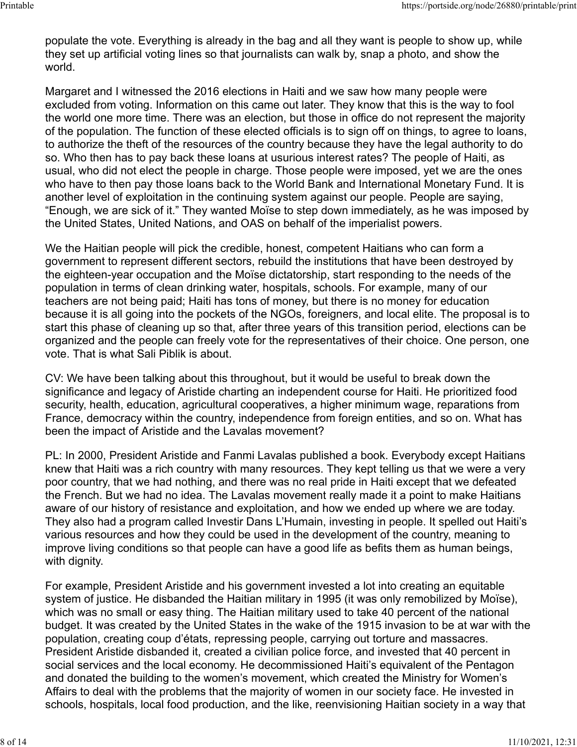populate the vote. Everything is already in the bag and all they want is people to show up, while they set up artificial voting lines so that journalists can walk by, snap a photo, and show the world.

Margaret and I witnessed the 2016 elections in Haiti and we saw how many people were excluded from voting. Information on this came out later. They know that this is the way to fool the world one more time. There was an election, but those in office do not represent the majority of the population. The function of these elected officials is to sign off on things, to agree to loans, to authorize the theft of the resources of the country because they have the legal authority to do so. Who then has to pay back these loans at usurious interest rates? The people of Haiti, as usual, who did not elect the people in charge. Those people were imposed, yet we are the ones who have to then pay those loans back to the World Bank and International Monetary Fund. It is another level of exploitation in the continuing system against our people. People are saying, "Enough, we are sick of it." They wanted Moïse to step down immediately, as he was imposed by the United States, United Nations, and OAS on behalf of the imperialist powers.

We the Haitian people will pick the credible, honest, competent Haitians who can form a government to represent different sectors, rebuild the institutions that have been destroyed by the eighteen-year occupation and the Moïse dictatorship, start responding to the needs of the population in terms of clean drinking water, hospitals, schools. For example, many of our teachers are not being paid; Haiti has tons of money, but there is no money for education because it is all going into the pockets of the NGOs, foreigners, and local elite. The proposal is to start this phase of cleaning up so that, after three years of this transition period, elections can be organized and the people can freely vote for the representatives of their choice. One person, one vote. That is what Sali Piblik is about.

CV: We have been talking about this throughout, but it would be useful to break down the significance and legacy of Aristide charting an independent course for Haiti. He prioritized food security, health, education, agricultural cooperatives, a higher minimum wage, reparations from France, democracy within the country, independence from foreign entities, and so on. What has been the impact of Aristide and the Lavalas movement?

PL: In 2000, President Aristide and Fanmi Lavalas published a book. Everybody except Haitians knew that Haiti was a rich country with many resources. They kept telling us that we were a very poor country, that we had nothing, and there was no real pride in Haiti except that we defeated the French. But we had no idea. The Lavalas movement really made it a point to make Haitians aware of our history of resistance and exploitation, and how we ended up where we are today. They also had a program called Investir Dans L'Humain, investing in people. It spelled out Haiti's various resources and how they could be used in the development of the country, meaning to improve living conditions so that people can have a good life as befits them as human beings, with dignity.

For example, President Aristide and his government invested a lot into creating an equitable system of justice. He disbanded the Haitian military in 1995 (it was only remobilized by Moïse), which was no small or easy thing. The Haitian military used to take 40 percent of the national budget. It was created by the United States in the wake of the 1915 invasion to be at war with the population, creating coup d'états, repressing people, carrying out torture and massacres. President Aristide disbanded it, created a civilian police force, and invested that 40 percent in social services and the local economy. He decommissioned Haiti's equivalent of the Pentagon and donated the building to the women's movement, which created the Ministry for Women's Affairs to deal with the problems that the majority of women in our society face. He invested in schools, hospitals, local food production, and the like, reenvisioning Haitian society in a way that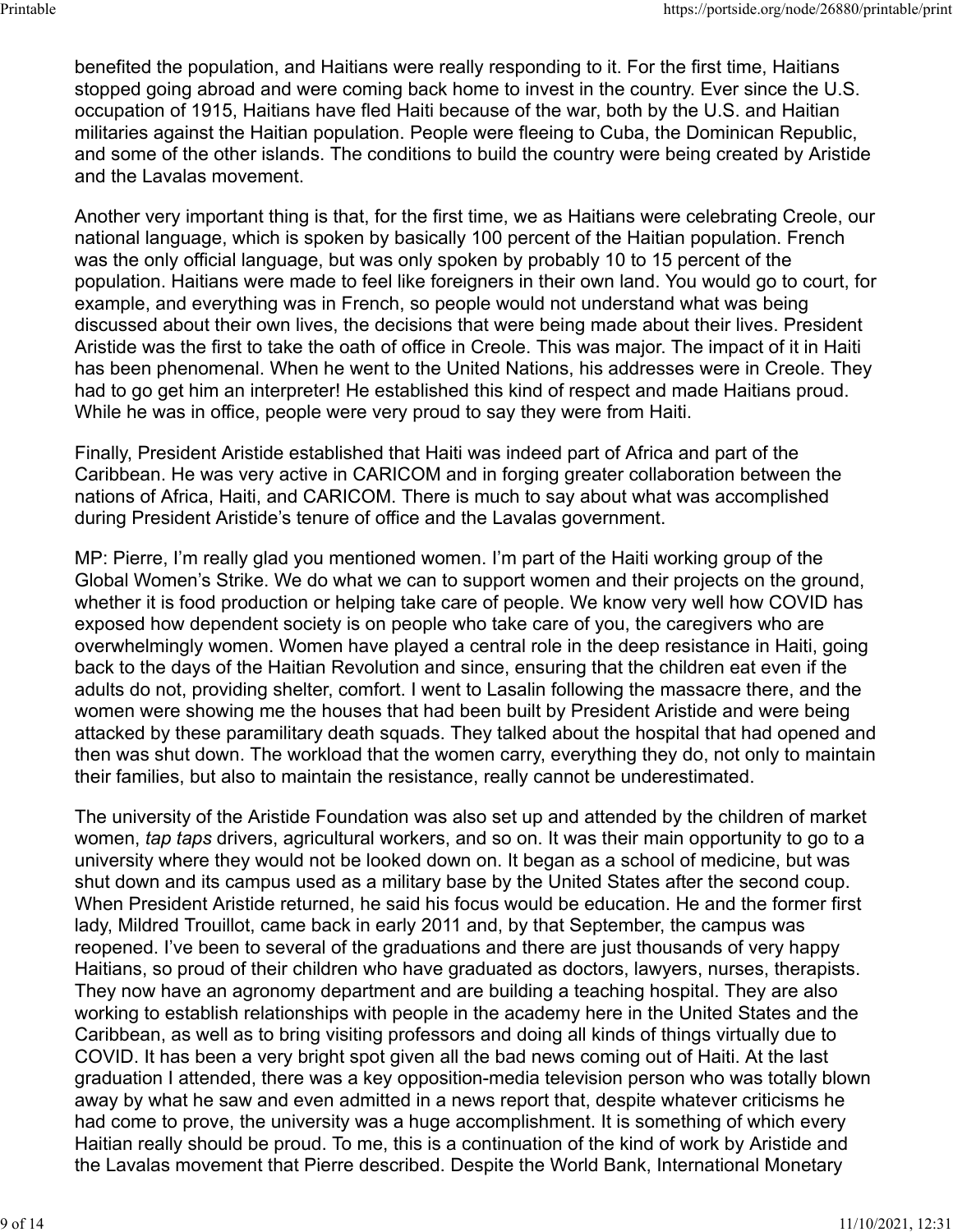benefited the population, and Haitians were really responding to it. For the first time, Haitians stopped going abroad and were coming back home to invest in the country. Ever since the U.S. occupation of 1915, Haitians have fled Haiti because of the war, both by the U.S. and Haitian militaries against the Haitian population. People were fleeing to Cuba, the Dominican Republic, and some of the other islands. The conditions to build the country were being created by Aristide and the Lavalas movement.

Another very important thing is that, for the first time, we as Haitians were celebrating Creole, our national language, which is spoken by basically 100 percent of the Haitian population. French was the only official language, but was only spoken by probably 10 to 15 percent of the population. Haitians were made to feel like foreigners in their own land. You would go to court, for example, and everything was in French, so people would not understand what was being discussed about their own lives, the decisions that were being made about their lives. President Aristide was the first to take the oath of office in Creole. This was major. The impact of it in Haiti has been phenomenal. When he went to the United Nations, his addresses were in Creole. They had to go get him an interpreter! He established this kind of respect and made Haitians proud. While he was in office, people were very proud to say they were from Haiti.

Finally, President Aristide established that Haiti was indeed part of Africa and part of the Caribbean. He was very active in CARICOM and in forging greater collaboration between the nations of Africa, Haiti, and CARICOM. There is much to say about what was accomplished during President Aristide's tenure of office and the Lavalas government.

MP: Pierre, I'm really glad you mentioned women. I'm part of the Haiti working group of the Global Women's Strike. We do what we can to support women and their projects on the ground, whether it is food production or helping take care of people. We know very well how COVID has exposed how dependent society is on people who take care of you, the caregivers who are overwhelmingly women. Women have played a central role in the deep resistance in Haiti, going back to the days of the Haitian Revolution and since, ensuring that the children eat even if the adults do not, providing shelter, comfort. I went to Lasalin following the massacre there, and the women were showing me the houses that had been built by President Aristide and were being attacked by these paramilitary death squads. They talked about the hospital that had opened and then was shut down. The workload that the women carry, everything they do, not only to maintain their families, but also to maintain the resistance, really cannot be underestimated.

The university of the Aristide Foundation was also set up and attended by the children of market women, *tap taps* drivers, agricultural workers, and so on. It was their main opportunity to go to a university where they would not be looked down on. It began as a school of medicine, but was shut down and its campus used as a military base by the United States after the second coup. When President Aristide returned, he said his focus would be education. He and the former first lady, Mildred Trouillot, came back in early 2011 and, by that September, the campus was reopened. I've been to several of the graduations and there are just thousands of very happy Haitians, so proud of their children who have graduated as doctors, lawyers, nurses, therapists. They now have an agronomy department and are building a teaching hospital. They are also working to establish relationships with people in the academy here in the United States and the Caribbean, as well as to bring visiting professors and doing all kinds of things virtually due to COVID. It has been a very bright spot given all the bad news coming out of Haiti. At the last graduation I attended, there was a key opposition-media television person who was totally blown away by what he saw and even admitted in a news report that, despite whatever criticisms he had come to prove, the university was a huge accomplishment. It is something of which every Haitian really should be proud. To me, this is a continuation of the kind of work by Aristide and the Lavalas movement that Pierre described. Despite the World Bank, International Monetary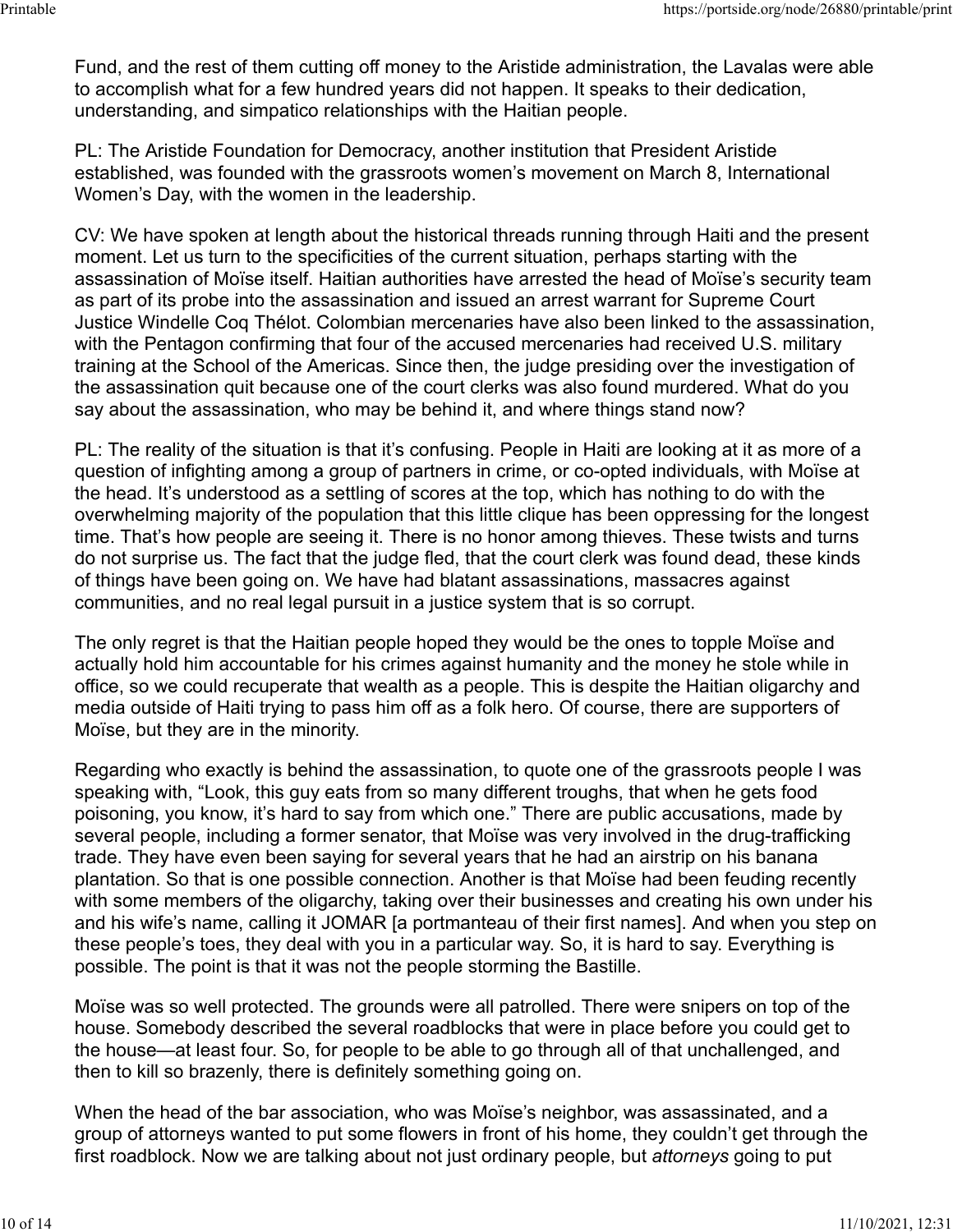Fund, and the rest of them cutting off money to the Aristide administration, the Lavalas were able to accomplish what for a few hundred years did not happen. It speaks to their dedication, understanding, and simpatico relationships with the Haitian people.

PL: The Aristide Foundation for Democracy, another institution that President Aristide established, was founded with the grassroots women's movement on March 8, International Women's Day, with the women in the leadership.

CV: We have spoken at length about the historical threads running through Haiti and the present moment. Let us turn to the specificities of the current situation, perhaps starting with the assassination of Moïse itself. Haitian authorities have arrested the head of Moïse's security team as part of its probe into the assassination and issued an arrest warrant for Supreme Court Justice Windelle Coq Thélot. Colombian mercenaries have also been linked to the assassination, with the Pentagon confirming that four of the accused mercenaries had received U.S. military training at the School of the Americas. Since then, the judge presiding over the investigation of the assassination quit because one of the court clerks was also found murdered. What do you say about the assassination, who may be behind it, and where things stand now?

PL: The reality of the situation is that it's confusing. People in Haiti are looking at it as more of a question of infighting among a group of partners in crime, or co-opted individuals, with Moïse at the head. It's understood as a settling of scores at the top, which has nothing to do with the overwhelming majority of the population that this little clique has been oppressing for the longest time. That's how people are seeing it. There is no honor among thieves. These twists and turns do not surprise us. The fact that the judge fled, that the court clerk was found dead, these kinds of things have been going on. We have had blatant assassinations, massacres against communities, and no real legal pursuit in a justice system that is so corrupt.

The only regret is that the Haitian people hoped they would be the ones to topple Moïse and actually hold him accountable for his crimes against humanity and the money he stole while in office, so we could recuperate that wealth as a people. This is despite the Haitian oligarchy and media outside of Haiti trying to pass him off as a folk hero. Of course, there are supporters of Moïse, but they are in the minority.

Regarding who exactly is behind the assassination, to quote one of the grassroots people I was speaking with, "Look, this guy eats from so many different troughs, that when he gets food poisoning, you know, it's hard to say from which one." There are public accusations, made by several people, including a former senator, that Moïse was very involved in the drug-trafficking trade. They have even been saying for several years that he had an airstrip on his banana plantation. So that is one possible connection. Another is that Moïse had been feuding recently with some members of the oligarchy, taking over their businesses and creating his own under his and his wife's name, calling it JOMAR [a portmanteau of their first names]. And when you step on these people's toes, they deal with you in a particular way. So, it is hard to say. Everything is possible. The point is that it was not the people storming the Bastille.

Moïse was so well protected. The grounds were all patrolled. There were snipers on top of the house. Somebody described the several roadblocks that were in place before you could get to the house—at least four. So, for people to be able to go through all of that unchallenged, and then to kill so brazenly, there is definitely something going on.

When the head of the bar association, who was Moïse's neighbor, was assassinated, and a group of attorneys wanted to put some flowers in front of his home, they couldn't get through the first roadblock. Now we are talking about not just ordinary people, but *attorneys* going to put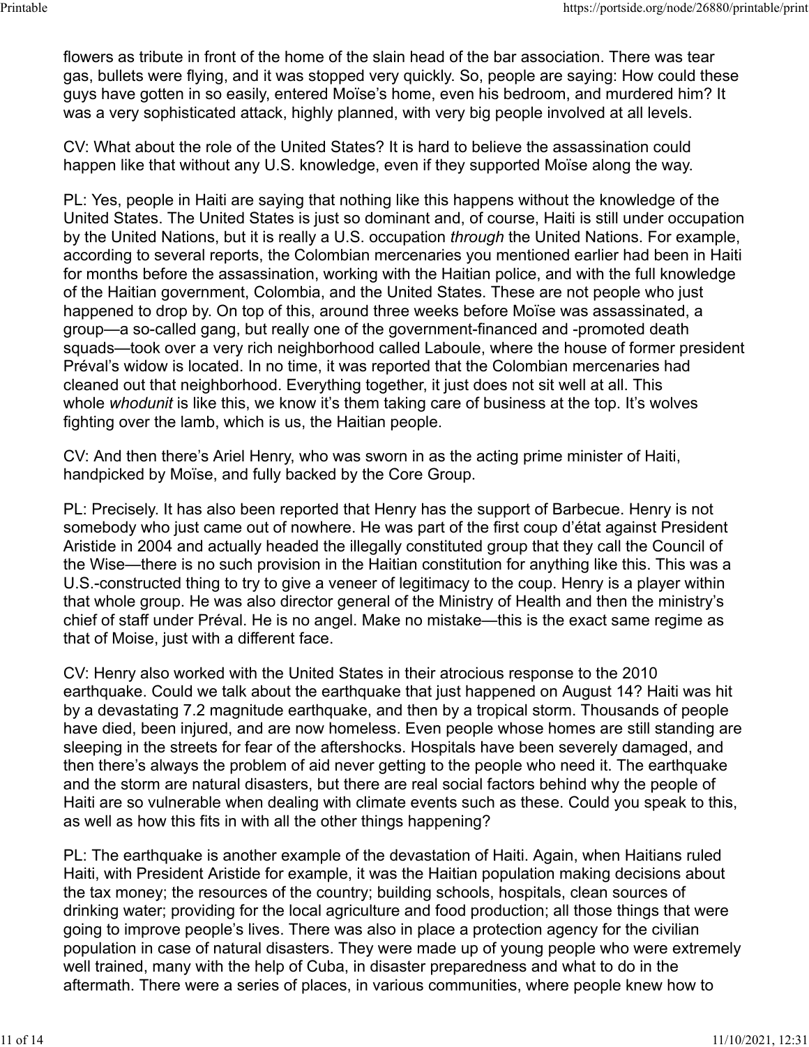flowers as tribute in front of the home of the slain head of the bar association. There was tear gas, bullets were flying, and it was stopped very quickly. So, people are saying: How could these guys have gotten in so easily, entered Moïse's home, even his bedroom, and murdered him? It was a very sophisticated attack, highly planned, with very big people involved at all levels.

CV: What about the role of the United States? It is hard to believe the assassination could happen like that without any U.S. knowledge, even if they supported Moïse along the way.

PL: Yes, people in Haiti are saying that nothing like this happens without the knowledge of the United States. The United States is just so dominant and, of course, Haiti is still under occupation by the United Nations, but it is really a U.S. occupation *through* the United Nations. For example, according to several reports, the Colombian mercenaries you mentioned earlier had been in Haiti for months before the assassination, working with the Haitian police, and with the full knowledge of the Haitian government, Colombia, and the United States. These are not people who just happened to drop by. On top of this, around three weeks before Moïse was assassinated, a group—a so-called gang, but really one of the government-financed and -promoted death squads—took over a very rich neighborhood called Laboule, where the house of former president Préval's widow is located. In no time, it was reported that the Colombian mercenaries had cleaned out that neighborhood. Everything together, it just does not sit well at all. This whole *whodunit* is like this, we know it's them taking care of business at the top. It's wolves fighting over the lamb, which is us, the Haitian people.

CV: And then there's Ariel Henry, who was sworn in as the acting prime minister of Haiti, handpicked by Moïse, and fully backed by the Core Group.

PL: Precisely. It has also been reported that Henry has the support of Barbecue. Henry is not somebody who just came out of nowhere. He was part of the first coup d'état against President Aristide in 2004 and actually headed the illegally constituted group that they call the Council of the Wise—there is no such provision in the Haitian constitution for anything like this. This was a U.S.-constructed thing to try to give a veneer of legitimacy to the coup. Henry is a player within that whole group. He was also director general of the Ministry of Health and then the ministry's chief of staff under Préval. He is no angel. Make no mistake—this is the exact same regime as that of Moise, just with a different face.

CV: Henry also worked with the United States in their atrocious response to the 2010 earthquake. Could we talk about the earthquake that just happened on August 14? Haiti was hit by a devastating 7.2 magnitude earthquake, and then by a tropical storm. Thousands of people have died, been injured, and are now homeless. Even people whose homes are still standing are sleeping in the streets for fear of the aftershocks. Hospitals have been severely damaged, and then there's always the problem of aid never getting to the people who need it. The earthquake and the storm are natural disasters, but there are real social factors behind why the people of Haiti are so vulnerable when dealing with climate events such as these. Could you speak to this, as well as how this fits in with all the other things happening?

PL: The earthquake is another example of the devastation of Haiti. Again, when Haitians ruled Haiti, with President Aristide for example, it was the Haitian population making decisions about the tax money; the resources of the country; building schools, hospitals, clean sources of drinking water; providing for the local agriculture and food production; all those things that were going to improve people's lives. There was also in place a protection agency for the civilian population in case of natural disasters. They were made up of young people who were extremely well trained, many with the help of Cuba, in disaster preparedness and what to do in the aftermath. There were a series of places, in various communities, where people knew how to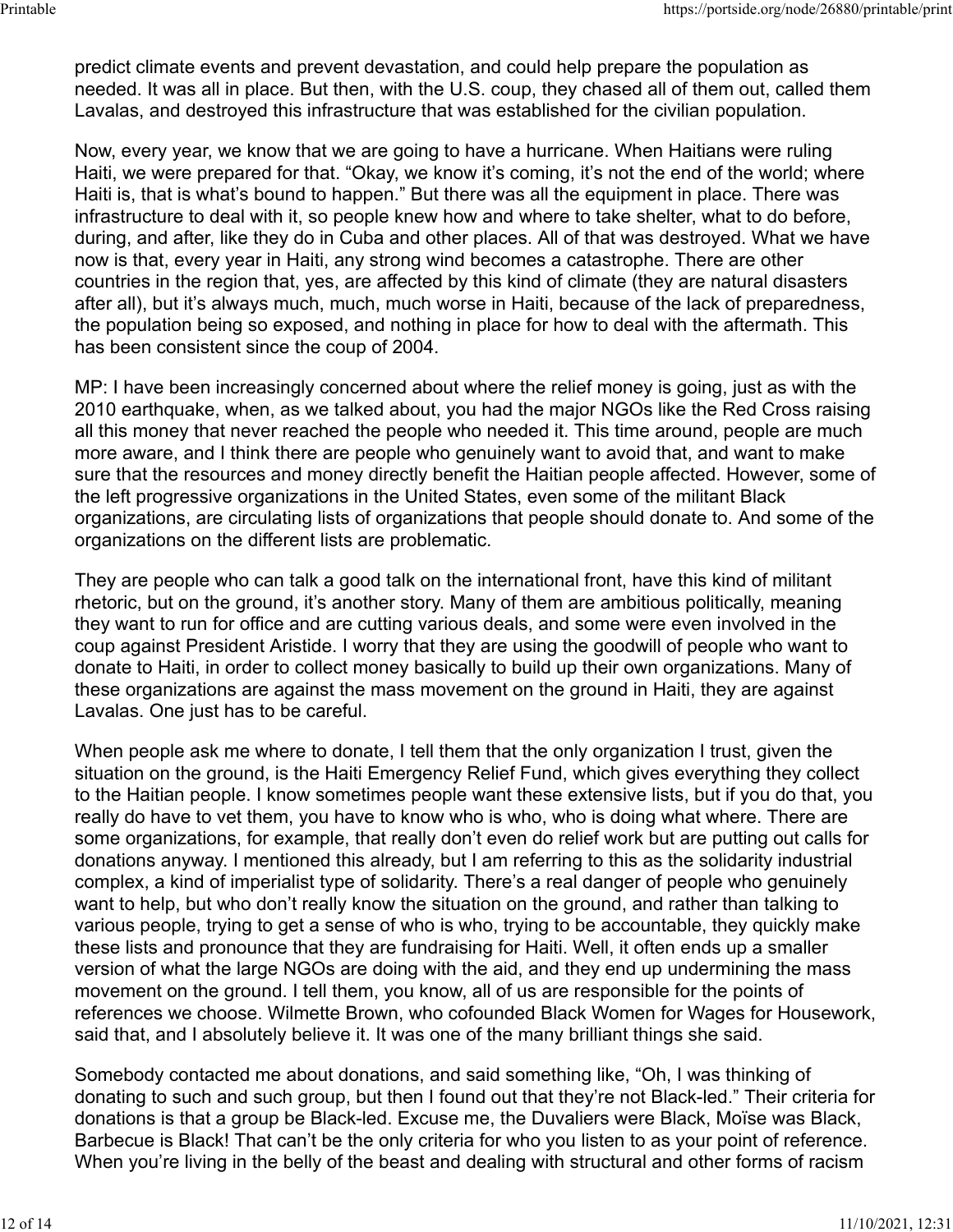predict climate events and prevent devastation, and could help prepare the population as needed. It was all in place. But then, with the U.S. coup, they chased all of them out, called them Lavalas, and destroyed this infrastructure that was established for the civilian population.

Now, every year, we know that we are going to have a hurricane. When Haitians were ruling Haiti, we were prepared for that. "Okay, we know it's coming, it's not the end of the world; where Haiti is, that is what's bound to happen." But there was all the equipment in place. There was infrastructure to deal with it, so people knew how and where to take shelter, what to do before, during, and after, like they do in Cuba and other places. All of that was destroyed. What we have now is that, every year in Haiti, any strong wind becomes a catastrophe. There are other countries in the region that, yes, are affected by this kind of climate (they are natural disasters after all), but it's always much, much, much worse in Haiti, because of the lack of preparedness, the population being so exposed, and nothing in place for how to deal with the aftermath. This has been consistent since the coup of 2004.

MP: I have been increasingly concerned about where the relief money is going, just as with the 2010 earthquake, when, as we talked about, you had the major NGOs like the Red Cross raising all this money that never reached the people who needed it. This time around, people are much more aware, and I think there are people who genuinely want to avoid that, and want to make sure that the resources and money directly benefit the Haitian people affected. However, some of the left progressive organizations in the United States, even some of the militant Black organizations, are circulating lists of organizations that people should donate to. And some of the organizations on the different lists are problematic.

They are people who can talk a good talk on the international front, have this kind of militant rhetoric, but on the ground, it's another story. Many of them are ambitious politically, meaning they want to run for office and are cutting various deals, and some were even involved in the coup against President Aristide. I worry that they are using the goodwill of people who want to donate to Haiti, in order to collect money basically to build up their own organizations. Many of these organizations are against the mass movement on the ground in Haiti, they are against Lavalas. One just has to be careful.

When people ask me where to donate, I tell them that the only organization I trust, given the situation on the ground, is the Haiti Emergency Relief Fund, which gives everything they collect to the Haitian people. I know sometimes people want these extensive lists, but if you do that, you really do have to vet them, you have to know who is who, who is doing what where. There are some organizations, for example, that really don't even do relief work but are putting out calls for donations anyway. I mentioned this already, but I am referring to this as the solidarity industrial complex, a kind of imperialist type of solidarity. There's a real danger of people who genuinely want to help, but who don't really know the situation on the ground, and rather than talking to various people, trying to get a sense of who is who, trying to be accountable, they quickly make these lists and pronounce that they are fundraising for Haiti. Well, it often ends up a smaller version of what the large NGOs are doing with the aid, and they end up undermining the mass movement on the ground. I tell them, you know, all of us are responsible for the points of references we choose. Wilmette Brown, who cofounded Black Women for Wages for Housework, said that, and I absolutely believe it. It was one of the many brilliant things she said.

Somebody contacted me about donations, and said something like, "Oh, I was thinking of donating to such and such group, but then I found out that they're not Black-led." Their criteria for donations is that a group be Black-led. Excuse me, the Duvaliers were Black, Moïse was Black, Barbecue is Black! That can't be the only criteria for who you listen to as your point of reference. When you're living in the belly of the beast and dealing with structural and other forms of racism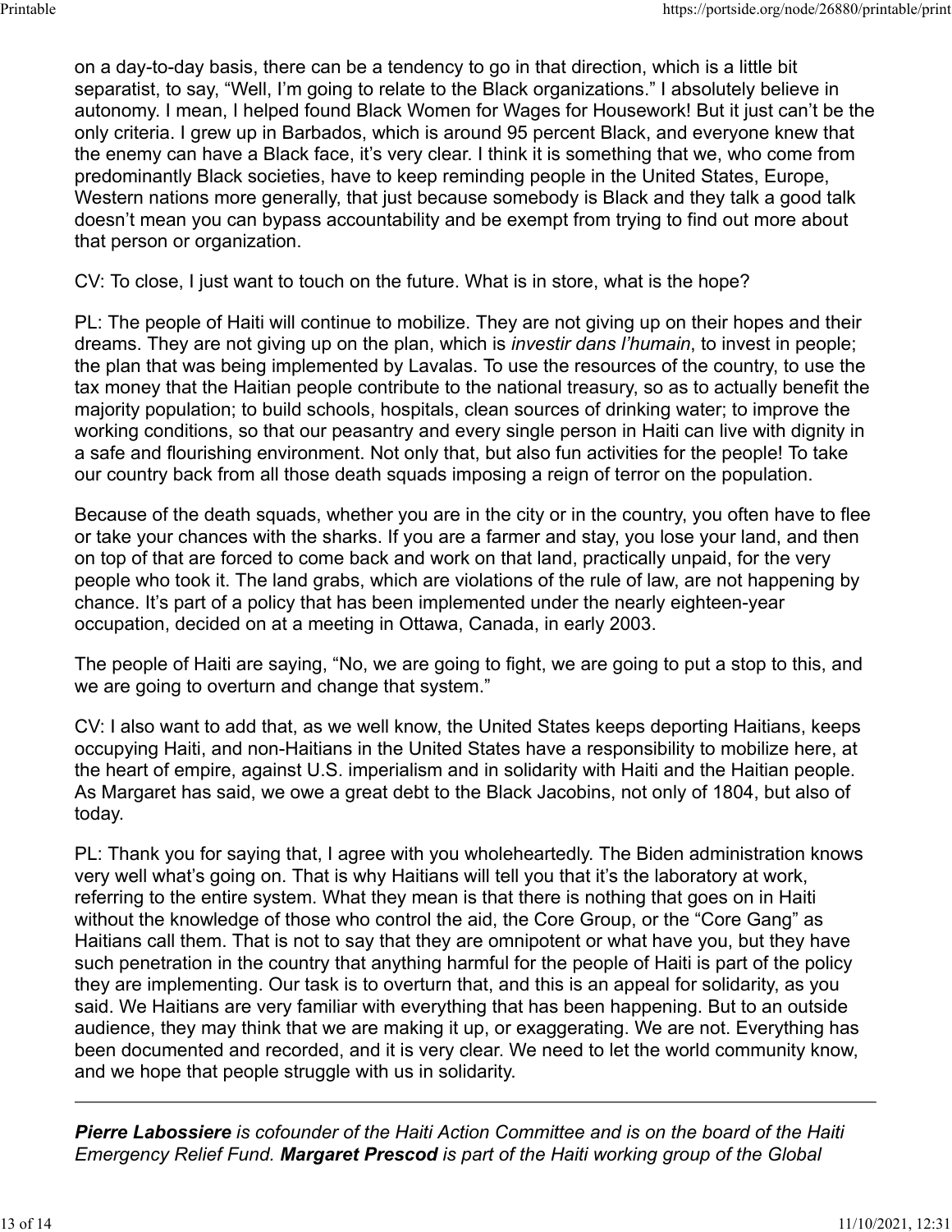on a day-to-day basis, there can be a tendency to go in that direction, which is a little bit separatist, to say, "Well, I'm going to relate to the Black organizations." I absolutely believe in autonomy. I mean, I helped found Black Women for Wages for Housework! But it just can't be the only criteria. I grew up in Barbados, which is around 95 percent Black, and everyone knew that the enemy can have a Black face, it's very clear. I think it is something that we, who come from predominantly Black societies, have to keep reminding people in the United States, Europe, Western nations more generally, that just because somebody is Black and they talk a good talk doesn't mean you can bypass accountability and be exempt from trying to find out more about that person or organization.

CV: To close, I just want to touch on the future. What is in store, what is the hope?

PL: The people of Haiti will continue to mobilize. They are not giving up on their hopes and their dreams. They are not giving up on the plan, which is *investir dans l'humain*, to invest in people; the plan that was being implemented by Lavalas. To use the resources of the country, to use the tax money that the Haitian people contribute to the national treasury, so as to actually benefit the majority population; to build schools, hospitals, clean sources of drinking water; to improve the working conditions, so that our peasantry and every single person in Haiti can live with dignity in a safe and flourishing environment. Not only that, but also fun activities for the people! To take our country back from all those death squads imposing a reign of terror on the population.

Because of the death squads, whether you are in the city or in the country, you often have to flee or take your chances with the sharks. If you are a farmer and stay, you lose your land, and then on top of that are forced to come back and work on that land, practically unpaid, for the very people who took it. The land grabs, which are violations of the rule of law, are not happening by chance. It's part of a policy that has been implemented under the nearly eighteen-year occupation, decided on at a meeting in Ottawa, Canada, in early 2003.

The people of Haiti are saying, "No, we are going to fight, we are going to put a stop to this, and we are going to overturn and change that system."

CV: I also want to add that, as we well know, the United States keeps deporting Haitians, keeps occupying Haiti, and non-Haitians in the United States have a responsibility to mobilize here, at the heart of empire, against U.S. imperialism and in solidarity with Haiti and the Haitian people. As Margaret has said, we owe a great debt to the Black Jacobins, not only of 1804, but also of today.

PL: Thank you for saying that, I agree with you wholeheartedly. The Biden administration knows very well what's going on. That is why Haitians will tell you that it's the laboratory at work, referring to the entire system. What they mean is that there is nothing that goes on in Haiti without the knowledge of those who control the aid, the Core Group, or the "Core Gang" as Haitians call them. That is not to say that they are omnipotent or what have you, but they have such penetration in the country that anything harmful for the people of Haiti is part of the policy they are implementing. Our task is to overturn that, and this is an appeal for solidarity, as you said. We Haitians are very familiar with everything that has been happening. But to an outside audience, they may think that we are making it up, or exaggerating. We are not. Everything has been documented and recorded, and it is very clear. We need to let the world community know, and we hope that people struggle with us in solidarity.

---

***Pierre Labossiere*** *is cofounder of the Haiti Action Committee and is on the board of the Haiti Emergency Relief Fund.* ***Margaret Prescod*** *is part of the Haiti working group of the Global*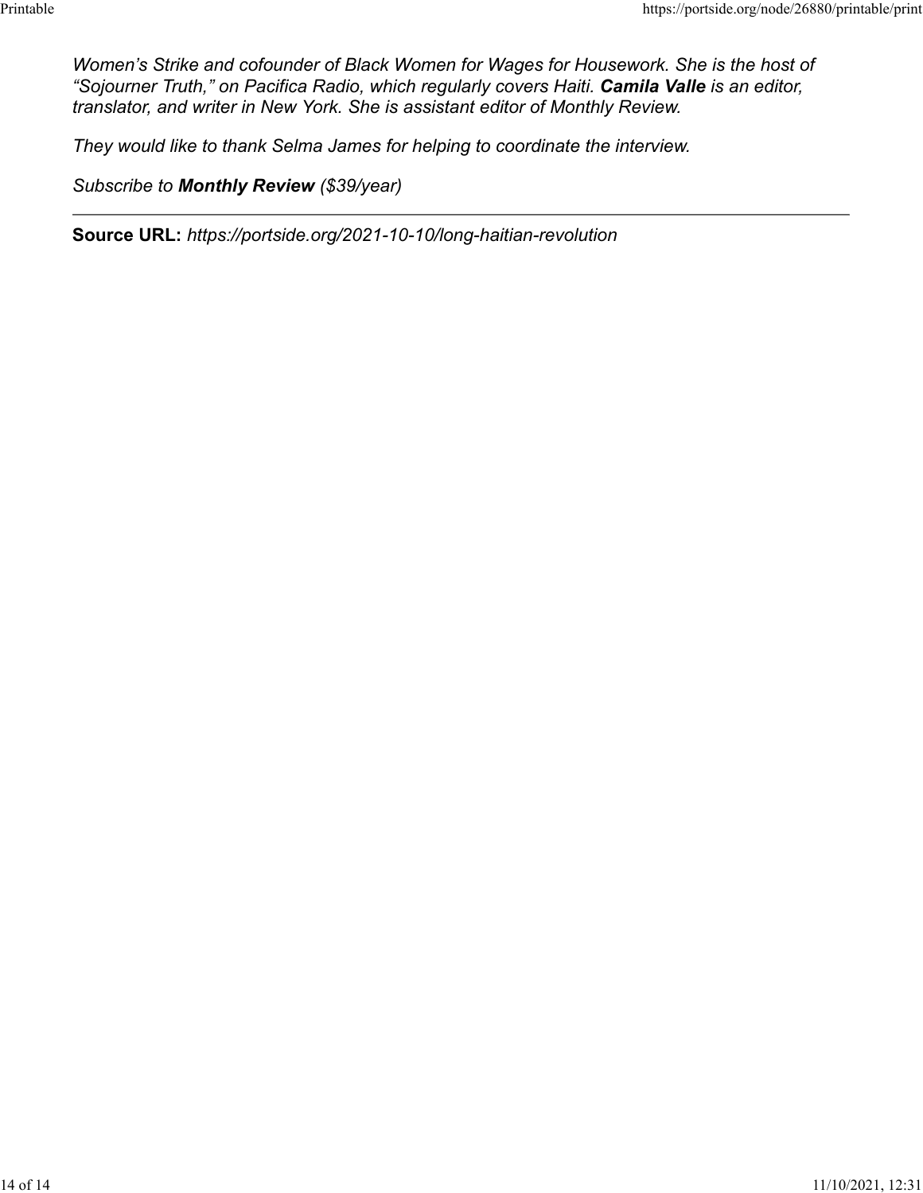*Women's Strike and cofounder of Black Women for Wages for Housework. She is the host of "Sojourner Truth," on Pacifica Radio, which regularly covers Haiti.* ***Camila Valle*** *is an editor, translator, and writer in New York. She is assistant editor of Monthly Review.*

*They would like to thank Selma James for helping to coordinate the interview.*

*Subscribe to* ***Monthly Review*** *($39/year)*

---

**Source URL:** *https://portside.org/2021-10-10/long-haitian-revolution*